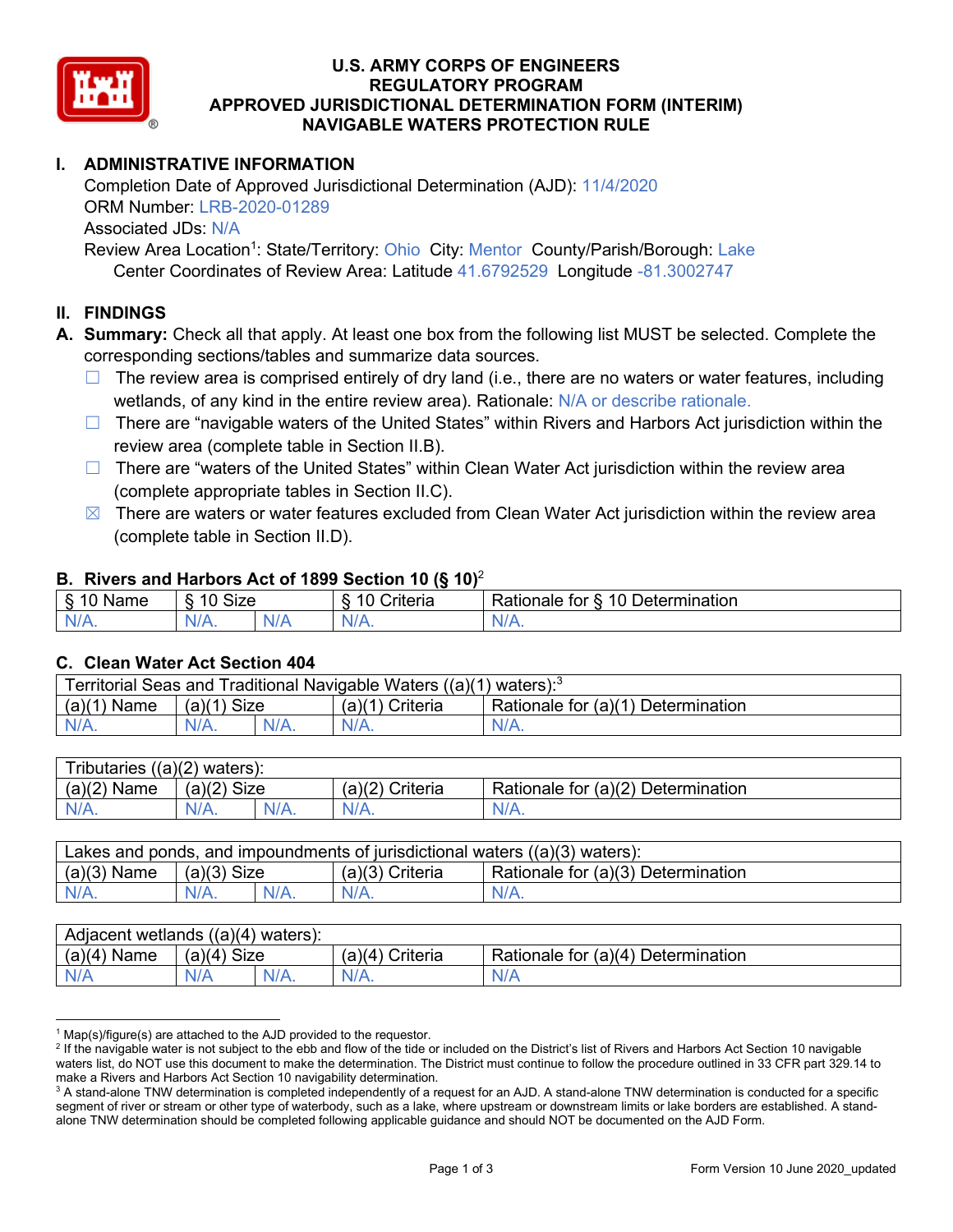# U.S. ARMY CORPS OF ENGINEERS
# REGULATORY PROGRAM
# APPROVED JURISDICTIONAL DETERMINATION FORM (INTERIM)
# NAVIGABLE WATERS PROTECTION RULE

## I. ADMINISTRATIVE INFORMATION

Completion Date of Approved Jurisdictional Determination (AJD): 11/4/2020
ORM Number: LRB-2020-01289
Associated JDs: N/A
Review Area Location[1]: State/Territory: Ohio City: Mentor County/Parish/Borough: Lake
Center Coordinates of Review Area: Latitude 41.6792529 Longitude -81.3002747

## II. FINDINGS

**A. Summary:** Check all that apply. At least one box from the following list MUST be selected. Complete the corresponding sections/tables and summarize data sources.

- ☐ The review area is comprised entirely of dry land (i.e., there are no waters or water features, including wetlands, of any kind in the entire review area). Rationale: N/A or describe rationale.
- ☐ There are "navigable waters of the United States" within Rivers and Harbors Act jurisdiction within the review area (complete table in Section II.B).
- ☐ There are "waters of the United States" within Clean Water Act jurisdiction within the review area (complete appropriate tables in Section II.C).
- ☒ There are waters or water features excluded from Clean Water Act jurisdiction within the review area (complete table in Section II.D).

### B. Rivers and Harbors Act of 1899 Section 10 (§ 10)[2]

| § 10 Name | § 10 Size | | § 10 Criteria | Rationale for § 10 Determination |
|---|---|---|---|---|
| N/A. | N/A. | N/A | N/A. | N/A. |

### C. Clean Water Act Section 404

| Territorial Seas and Traditional Navigable Waters ((a)(1) waters):[3] | | | | |
|---|---|---|---|---|
| (a)(1) Name | (a)(1) Size | | (a)(1) Criteria | Rationale for (a)(1) Determination |
| N/A. | N/A. | N/A. | N/A. | N/A. |

| Tributaries ((a)(2) waters): | | | | |
|---|---|---|---|---|
| (a)(2) Name | (a)(2) Size | | (a)(2) Criteria | Rationale for (a)(2) Determination |
| N/A. | N/A. | N/A. | N/A. | N/A. |

| Lakes and ponds, and impoundments of jurisdictional waters ((a)(3) waters): | | | | |
|---|---|---|---|---|
| (a)(3) Name | (a)(3) Size | | (a)(3) Criteria | Rationale for (a)(3) Determination |
| N/A. | N/A. | N/A. | N/A. | N/A. |

| Adjacent wetlands ((a)(4) waters): | | | | |
|---|---|---|---|---|
| (a)(4) Name | (a)(4) Size | | (a)(4) Criteria | Rationale for (a)(4) Determination |
| N/A | N/A | N/A. | N/A. | N/A |

---

[1] Map(s)/figure(s) are attached to the AJD provided to the requestor.

[2] If the navigable water is not subject to the ebb and flow of the tide or included on the District's list of Rivers and Harbors Act Section 10 navigable waters list, do NOT use this document to make the determination. The District must continue to follow the procedure outlined in 33 CFR part 329.14 to make a Rivers and Harbors Act Section 10 navigability determination.

[3] A stand-alone TNW determination is completed independently of a request for an AJD. A stand-alone TNW determination is conducted for a specific segment of river or stream or other type of waterbody, such as a lake, where upstream or downstream limits or lake borders are established. A stand-alone TNW determination should be completed following applicable guidance and should NOT be documented on the AJD Form.

Form Version 10 June 2020_updated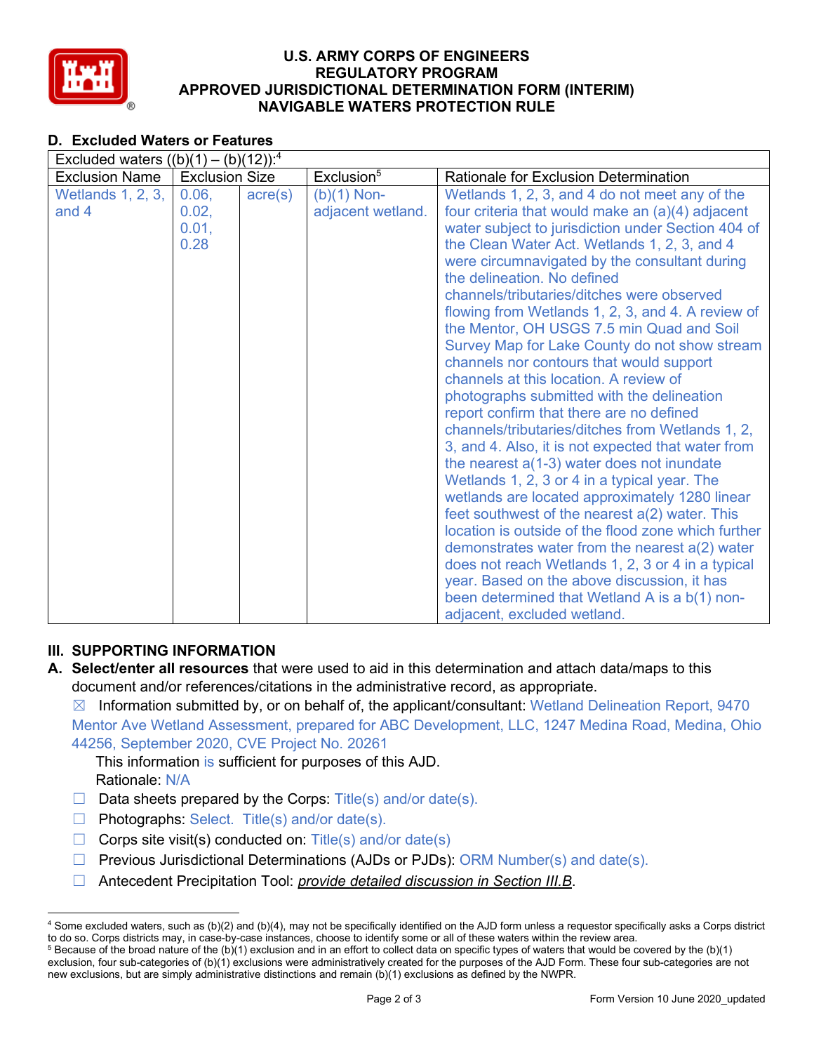## D. Excluded Waters or Features

| Excluded waters ((b)(1) – (b)(12)):[4] | | | | |
|---|---|---|---|---|
| Exclusion Name | Exclusion Size | | Exclusion[5] | Rationale for Exclusion Determination |
| Wetlands 1, 2, 3, and 4 | 0.06, 0.02, 0.01, 0.28 | acre(s) | (b)(1) Non-adjacent wetland. | Wetlands 1, 2, 3, and 4 do not meet any of the four criteria that would make an (a)(4) adjacent water subject to jurisdiction under Section 404 of the Clean Water Act. Wetlands 1, 2, 3, and 4 were circumnavigated by the consultant during the delineation. No defined channels/tributaries/ditches were observed flowing from Wetlands 1, 2, 3, and 4. A review of the Mentor, OH USGS 7.5 min Quad and Soil Survey Map for Lake County do not show stream channels nor contours that would support channels at this location. A review of photographs submitted with the delineation report confirm that there are no defined channels/tributaries/ditches from Wetlands 1, 2, 3, and 4. Also, it is not expected that water from the nearest a(1-3) water does not inundate Wetlands 1, 2, 3 or 4 in a typical year. The wetlands are located approximately 1280 linear feet southwest of the nearest a(2) water. This location is outside of the flood zone which further demonstrates water from the nearest a(2) water does not reach Wetlands 1, 2, 3 or 4 in a typical year. Based on the above discussion, it has been determined that Wetland A is a b(1) non-adjacent, excluded wetland. |

## III. SUPPORTING INFORMATION

**A. Select/enter all resources** that were used to aid in this determination and attach data/maps to this document and/or references/citations in the administrative record, as appropriate.

☒ Information submitted by, or on behalf of, the applicant/consultant: Wetland Delineation Report, 9470 Mentor Ave Wetland Assessment, prepared for ABC Development, LLC, 1247 Medina Road, Medina, Ohio 44256, September 2020, CVE Project No. 20261

This information is sufficient for purposes of this AJD.

Rationale: N/A

☐ Data sheets prepared by the Corps: Title(s) and/or date(s).

☐ Photographs: Select. Title(s) and/or date(s).

☐ Corps site visit(s) conducted on: Title(s) and/or date(s)

☐ Previous Jurisdictional Determinations (AJDs or PJDs): ORM Number(s) and date(s).

☐ Antecedent Precipitation Tool: *provide detailed discussion in Section III.B*.

---

[4] Some excluded waters, such as (b)(2) and (b)(4), may not be specifically identified on the AJD form unless a requestor specifically asks a Corps district to do so. Corps districts may, in case-by-case instances, choose to identify some or all of these waters within the review area.

[5] Because of the broad nature of the (b)(1) exclusion and in an effort to collect data on specific types of waters that would be covered by the (b)(1) exclusion, four sub-categories of (b)(1) exclusions were administratively created for the purposes of the AJD Form. These four sub-categories are not new exclusions, but are simply administrative distinctions and remain (b)(1) exclusions as defined by the NWPR.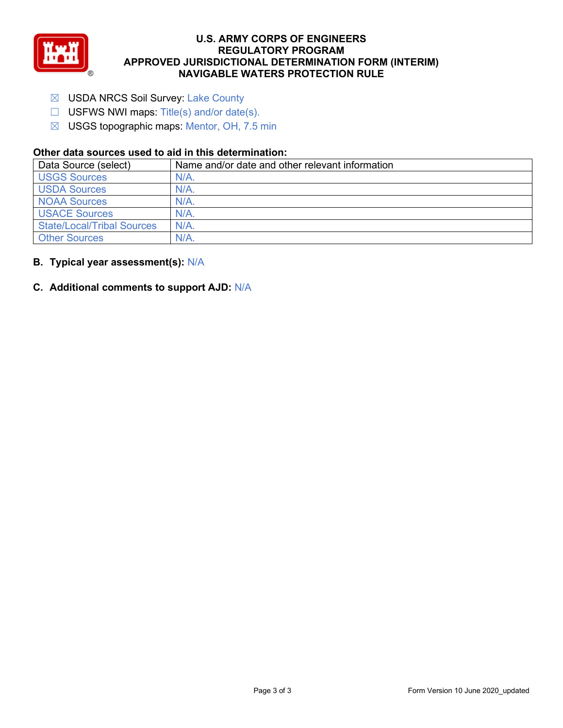- ☒ USDA NRCS Soil Survey: Lake County
- ☐ USFWS NWI maps: Title(s) and/or date(s).
- ☒ USGS topographic maps: Mentor, OH, 7.5 min

**Other data sources used to aid in this determination:**

| Data Source (select) | Name and/or date and other relevant information |
|---|---|
| USGS Sources | N/A. |
| USDA Sources | N/A. |
| NOAA Sources | N/A. |
| USACE Sources | N/A. |
| State/Local/Tribal Sources | N/A. |
| Other Sources | N/A. |

**B. Typical year assessment(s):** N/A

**C. Additional comments to support AJD:** N/A